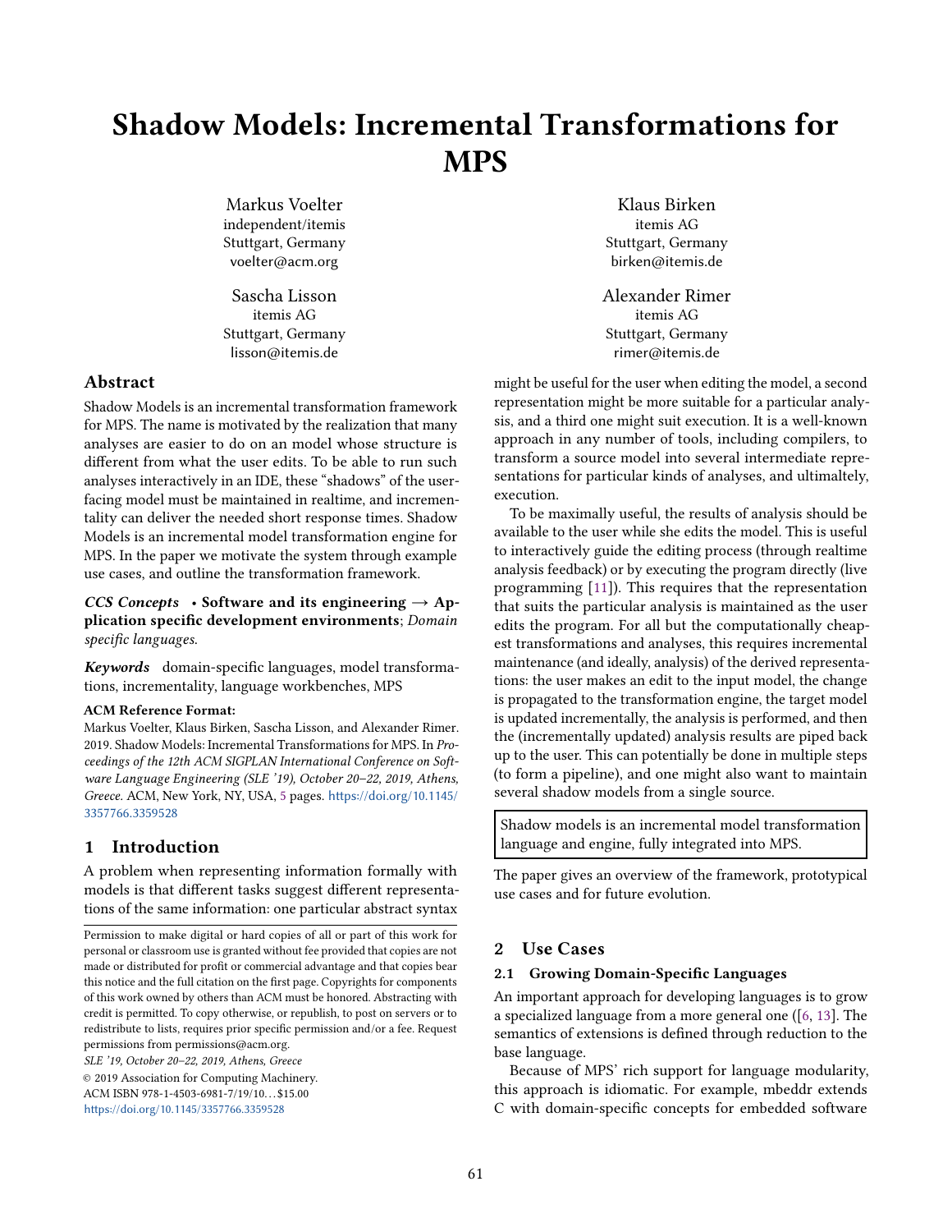# Shadow Models: Incremental Transformations for MPS

Markus Voelter
independent/itemis
Stuttgart, Germany
voelter@acm.org

Klaus Birken
itemis AG
Stuttgart, Germany
birken@itemis.de

Sascha Lisson
itemis AG
Stuttgart, Germany
lisson@itemis.de

Alexander Rimer
itemis AG
Stuttgart, Germany
rimer@itemis.de

## Abstract

Shadow Models is an incremental transformation framework for MPS. The name is motivated by the realization that many analyses are easier to do on an model whose structure is different from what the user edits. To be able to run such analyses interactively in an IDE, these "shadows" of the user-facing model must be maintained in realtime, and incrementality can deliver the needed short response times. Shadow Models is an incremental model transformation engine for MPS. In the paper we motivate the system through example use cases, and outline the transformation framework.

***CCS Concepts*** • **Software and its engineering** → **Application specific development environments**; *Domain specific languages*.

***Keywords*** domain-specific languages, model transformations, incrementality, language workbenches, MPS

**ACM Reference Format:**
Markus Voelter, Klaus Birken, Sascha Lisson, and Alexander Rimer. 2019. Shadow Models: Incremental Transformations for MPS. In *Proceedings of the 12th ACM SIGPLAN International Conference on Software Language Engineering (SLE '19), October 20–22, 2019, Athens, Greece.* ACM, New York, NY, USA, 5 pages. https://doi.org/10.1145/3357766.3359528

Permission to make digital or hard copies of all or part of this work for personal or classroom use is granted without fee provided that copies are not made or distributed for profit or commercial advantage and that copies bear this notice and the full citation on the first page. Copyrights for components of this work owned by others than ACM must be honored. Abstracting with credit is permitted. To copy otherwise, or republish, to post on servers or to redistribute to lists, requires prior specific permission and/or a fee. Request permissions from permissions@acm.org.
*SLE '19, October 20–22, 2019, Athens, Greece*
© 2019 Association for Computing Machinery.
ACM ISBN 978-1-4503-6981-7/19/10...$15.00
https://doi.org/10.1145/3357766.3359528

## 1 Introduction

A problem when representing information formally with models is that different tasks suggest different representations of the same information: one particular abstract syntax might be useful for the user when editing the model, a second representation might be more suitable for a particular analysis, and a third one might suit execution. It is a well-known approach in any number of tools, including compilers, to transform a source model into several intermediate representations for particular kinds of analyses, and ultimaltely, execution.

To be maximally useful, the results of analysis should be available to the user while she edits the model. This is useful to interactively guide the editing process (through realtime analysis feedback) or by executing the program directly (live programming [11]). This requires that the representation that suits the particular analysis is maintained as the user edits the program. For all but the computationally cheapest transformations and analyses, this requires incremental maintenance (and ideally, analysis) of the derived representations: the user makes an edit to the input model, the change is propagated to the transformation engine, the target model is updated incrementally, the analysis is performed, and then the (incrementally updated) analysis results are piped back up to the user. This can potentially be done in multiple steps (to form a pipeline), and one might also want to maintain several shadow models from a single source.

> Shadow models is an incremental model transformation language and engine, fully integrated into MPS.

The paper gives an overview of the framework, prototypical use cases and for future evolution.

## 2 Use Cases

### 2.1 Growing Domain-Specific Languages

An important approach for developing languages is to grow a specialized language from a more general one ([6, 13]. The semantics of extensions is defined through reduction to the base language.

Because of MPS' rich support for language modularity, this approach is idiomatic. For example, mbeddr extends C with domain-specific concepts for embedded software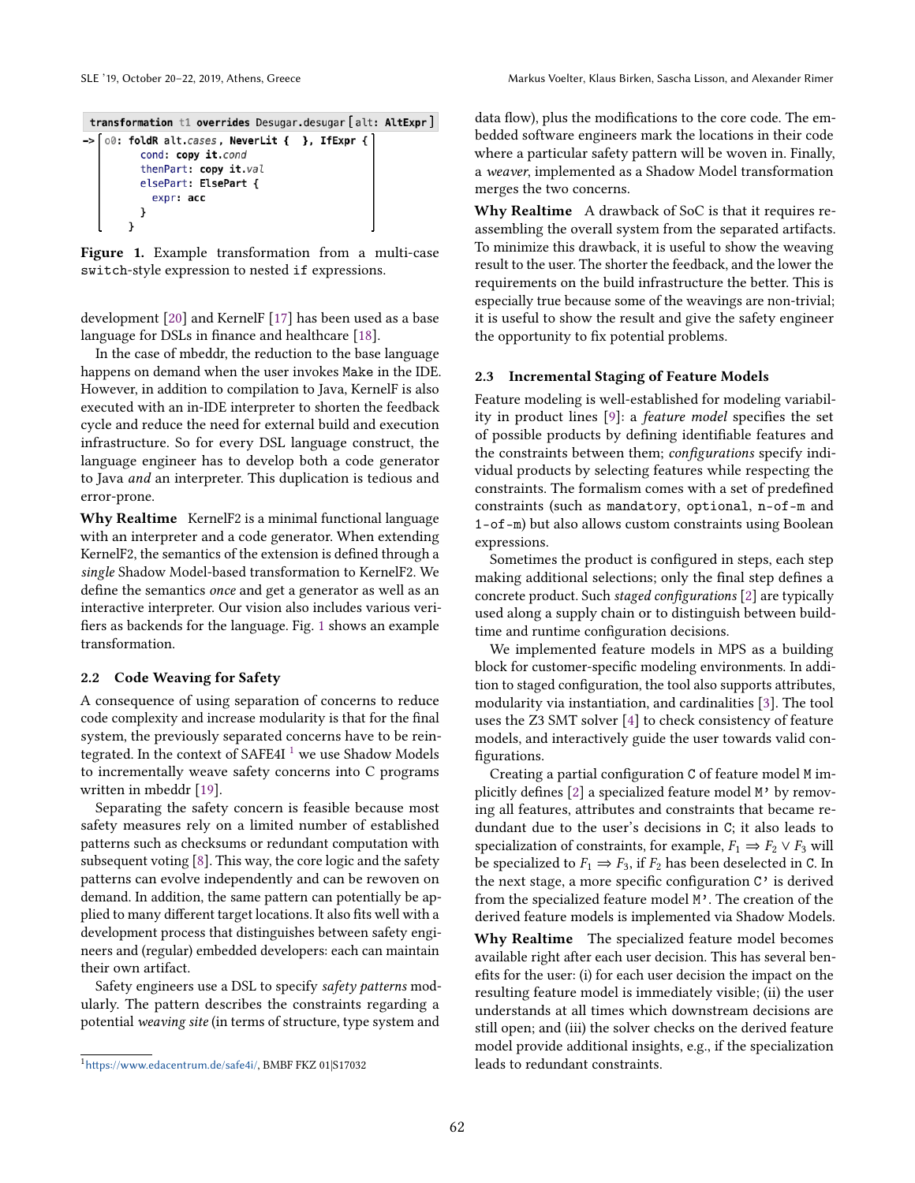```
transformation t1 overrides Desugar.desugar [alt: AltExpr]
-> [ o0: foldR alt.cases, NeverLit {  }, IfExpr {
        cond: copy it.cond
        thenPart: copy it.val
        elsePart: ElsePart {
          expr: acc
        }
      }
   ]
```

**Figure 1.** Example transformation from a multi-case `switch`-style expression to nested `if` expressions.

development [20] and KernelF [17] has been used as a base language for DSLs in finance and healthcare [18].

In the case of mbeddr, the reduction to the base language happens on demand when the user invokes `Make` in the IDE. However, in addition to compilation to Java, KernelF is also executed with an in-IDE interpreter to shorten the feedback cycle and reduce the need for external build and execution infrastructure. So for every DSL language construct, the language engineer has to develop both a code generator to Java *and* an interpreter. This duplication is tedious and error-prone.

**Why Realtime** KernelF2 is a minimal functional language with an interpreter and a code generator. When extending KernelF2, the semantics of the extension is defined through a *single* Shadow Model-based transformation to KernelF2. We define the semantics *once* and get a generator as well as an interactive interpreter. Our vision also includes various verifiers as backends for the language. Fig. 1 shows an example transformation.

### 2.2 Code Weaving for Safety

A consequence of using separation of concerns to reduce code complexity and increase modularity is that for the final system, the previously separated concerns have to be reintegrated. In the context of SAFE4I [1] we use Shadow Models to incrementally weave safety concerns into C programs written in mbeddr [19].

Separating the safety concern is feasible because most safety measures rely on a limited number of established patterns such as checksums or redundant computation with subsequent voting [8]. This way, the core logic and the safety patterns can evolve independently and can be rewoven on demand. In addition, the same pattern can potentially be applied to many different target locations. It also fits well with a development process that distinguishes between safety engineers and (regular) embedded developers: each can maintain their own artifact.

Safety engineers use a DSL to specify *safety patterns* modularly. The pattern describes the constraints regarding a potential *weaving site* (in terms of structure, type system and data flow), plus the modifications to the core code. The embedded software engineers mark the locations in their code where a particular safety pattern will be woven in. Finally, a *weaver*, implemented as a Shadow Model transformation merges the two concerns.

**Why Realtime** A drawback of SoC is that it requires reassembling the overall system from the separated artifacts. To minimize this drawback, it is useful to show the weaving result to the user. The shorter the feedback, and the lower the requirements on the build infrastructure the better. This is especially true because some of the weavings are non-trivial; it is useful to show the result and give the safety engineer the opportunity to fix potential problems.

### 2.3 Incremental Staging of Feature Models

Feature modeling is well-established for modeling variability in product lines [9]: a *feature model* specifies the set of possible products by defining identifiable features and the constraints between them; *configurations* specify individual products by selecting features while respecting the constraints. The formalism comes with a set of predefined constraints (such as `mandatory`, `optional`, `n-of-m` and `1-of-m`) but also allows custom constraints using Boolean expressions.

Sometimes the product is configured in steps, each step making additional selections; only the final step defines a concrete product. Such *staged configurations* [2] are typically used along a supply chain or to distinguish between build-time and runtime configuration decisions.

We implemented feature models in MPS as a building block for customer-specific modeling environments. In addition to staged configuration, the tool also supports attributes, modularity via instantiation, and cardinalities [3]. The tool uses the Z3 SMT solver [4] to check consistency of feature models, and interactively guide the user towards valid configurations.

Creating a partial configuration `C` of feature model `M` implicitly defines [2] a specialized feature model `M'` by removing all features, attributes and constraints that became redundant due to the user's decisions in `C`; it also leads to specialization of constraints, for example, $F_1 \Rightarrow F_2 \vee F_3$ will be specialized to $F_1 \Rightarrow F_3$, if $F_2$ has been deselected in `C`. In the next stage, a more specific configuration `C'` is derived from the specialized feature model `M'`. The creation of the derived feature models is implemented via Shadow Models.

**Why Realtime** The specialized feature model becomes available right after each user decision. This has several benefits for the user: (i) for each user decision the impact on the resulting feature model is immediately visible; (ii) the user understands at all times which downstream decisions are still open; and (iii) the solver checks on the derived feature model provide additional insights, e.g., if the specialization leads to redundant constraints.

[1] https://www.edacentrum.de/safe4i/, BMBF FKZ 01|S17032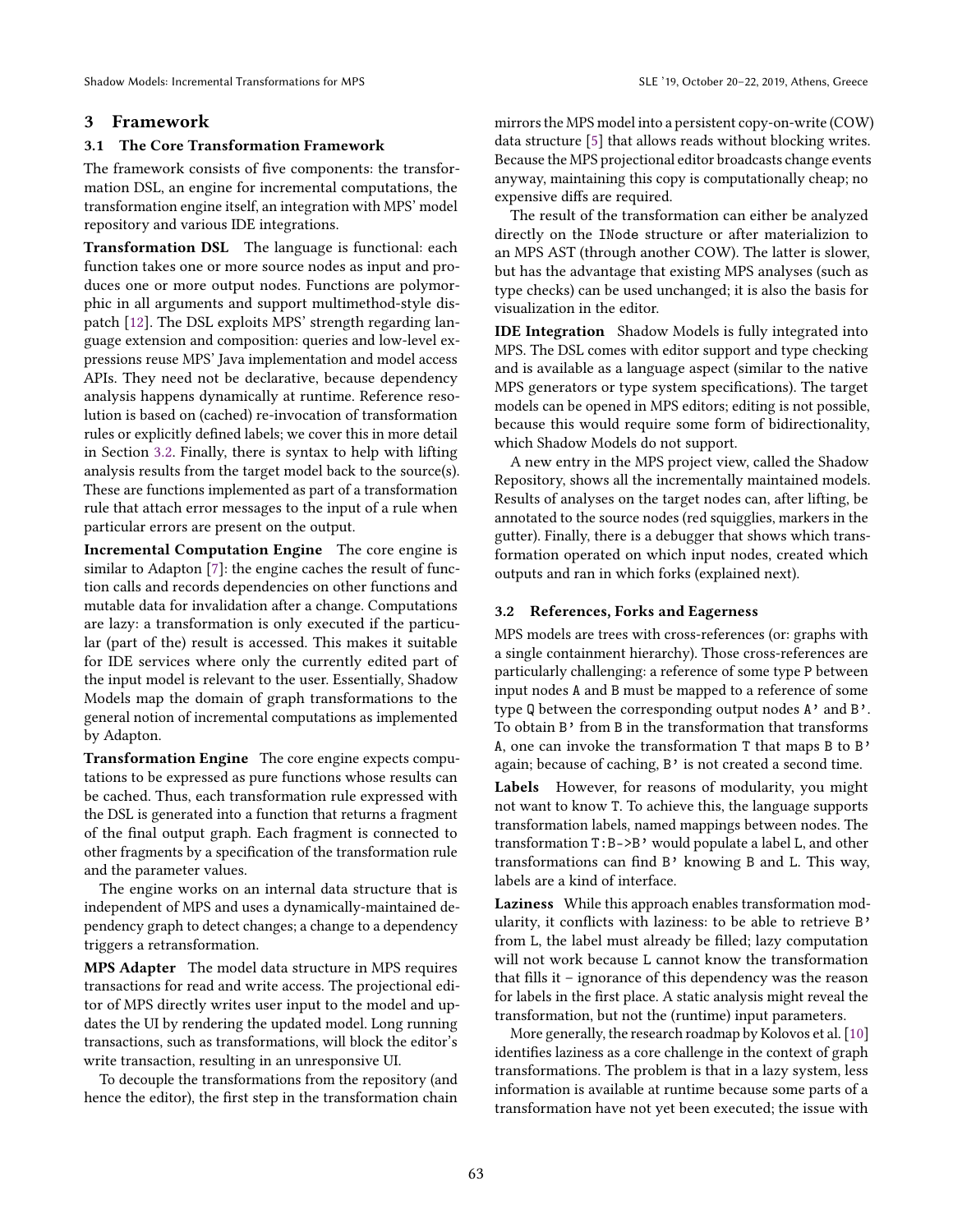## 3 Framework

### 3.1 The Core Transformation Framework

The framework consists of five components: the transformation DSL, an engine for incremental computations, the transformation engine itself, an integration with MPS' model repository and various IDE integrations.

**Transformation DSL** The language is functional: each function takes one or more source nodes as input and produces one or more output nodes. Functions are polymorphic in all arguments and support multimethod-style dispatch [12]. The DSL exploits MPS' strength regarding language extension and composition: queries and low-level expressions reuse MPS' Java implementation and model access APIs. They need not be declarative, because dependency analysis happens dynamically at runtime. Reference resolution is based on (cached) re-invocation of transformation rules or explicitly defined labels; we cover this in more detail in Section 3.2. Finally, there is syntax to help with lifting analysis results from the target model back to the source(s). These are functions implemented as part of a transformation rule that attach error messages to the input of a rule when particular errors are present on the output.

**Incremental Computation Engine** The core engine is similar to Adapton [7]: the engine caches the result of function calls and records dependencies on other functions and mutable data for invalidation after a change. Computations are lazy: a transformation is only executed if the particular (part of the) result is accessed. This makes it suitable for IDE services where only the currently edited part of the input model is relevant to the user. Essentially, Shadow Models map the domain of graph transformations to the general notion of incremental computations as implemented by Adapton.

**Transformation Engine** The core engine expects computations to be expressed as pure functions whose results can be cached. Thus, each transformation rule expressed with the DSL is generated into a function that returns a fragment of the final output graph. Each fragment is connected to other fragments by a specification of the transformation rule and the parameter values.

The engine works on an internal data structure that is independent of MPS and uses a dynamically-maintained dependency graph to detect changes; a change to a dependency triggers a retransformation.

**MPS Adapter** The model data structure in MPS requires transactions for read and write access. The projectional editor of MPS directly writes user input to the model and updates the UI by rendering the updated model. Long running transactions, such as transformations, will block the editor's write transaction, resulting in an unresponsive UI.

To decouple the transformations from the repository (and hence the editor), the first step in the transformation chain mirrors the MPS model into a persistent copy-on-write (COW) data structure [5] that allows reads without blocking writes. Because the MPS projectional editor broadcasts change events anyway, maintaining this copy is computationally cheap; no expensive diffs are required.

The result of the transformation can either be analyzed directly on the `INode` structure or after materializion to an MPS AST (through another COW). The latter is slower, but has the advantage that existing MPS analyses (such as type checks) can be used unchanged; it is also the basis for visualization in the editor.

**IDE Integration** Shadow Models is fully integrated into MPS. The DSL comes with editor support and type checking and is available as a language aspect (similar to the native MPS generators or type system specifications). The target models can be opened in MPS editors; editing is not possible, because this would require some form of bidirectionality, which Shadow Models do not support.

A new entry in the MPS project view, called the Shadow Repository, shows all the incrementally maintained models. Results of analyses on the target nodes can, after lifting, be annotated to the source nodes (red squigglies, markers in the gutter). Finally, there is a debugger that shows which transformation operated on which input nodes, created which outputs and ran in which forks (explained next).

### 3.2 References, Forks and Eagerness

MPS models are trees with cross-references (or: graphs with a single containment hierarchy). Those cross-references are particularly challenging: a reference of some type `P` between input nodes `A` and `B` must be mapped to a reference of some type `Q` between the corresponding output nodes `A'` and `B'`. To obtain `B'` from `B` in the transformation that transforms `A`, one can invoke the transformation `T` that maps `B` to `B'` again; because of caching, `B'` is not created a second time.

**Labels** However, for reasons of modularity, you might not want to know `T`. To achieve this, the language supports transformation labels, named mappings between nodes. The transformation `T:B->B'` would populate a label `L`, and other transformations can find `B'` knowing `B` and `L`. This way, labels are a kind of interface.

**Laziness** While this approach enables transformation modularity, it conflicts with laziness: to be able to retrieve `B'` from `L`, the label must already be filled; lazy computation will not work because `L` cannot know the transformation that fills it – ignorance of this dependency was the reason for labels in the first place. A static analysis might reveal the transformation, but not the (runtime) input parameters.

More generally, the research roadmap by Kolovos et al. [10] identifies laziness as a core challenge in the context of graph transformations. The problem is that in a lazy system, less information is available at runtime because some parts of a transformation have not yet been executed; the issue with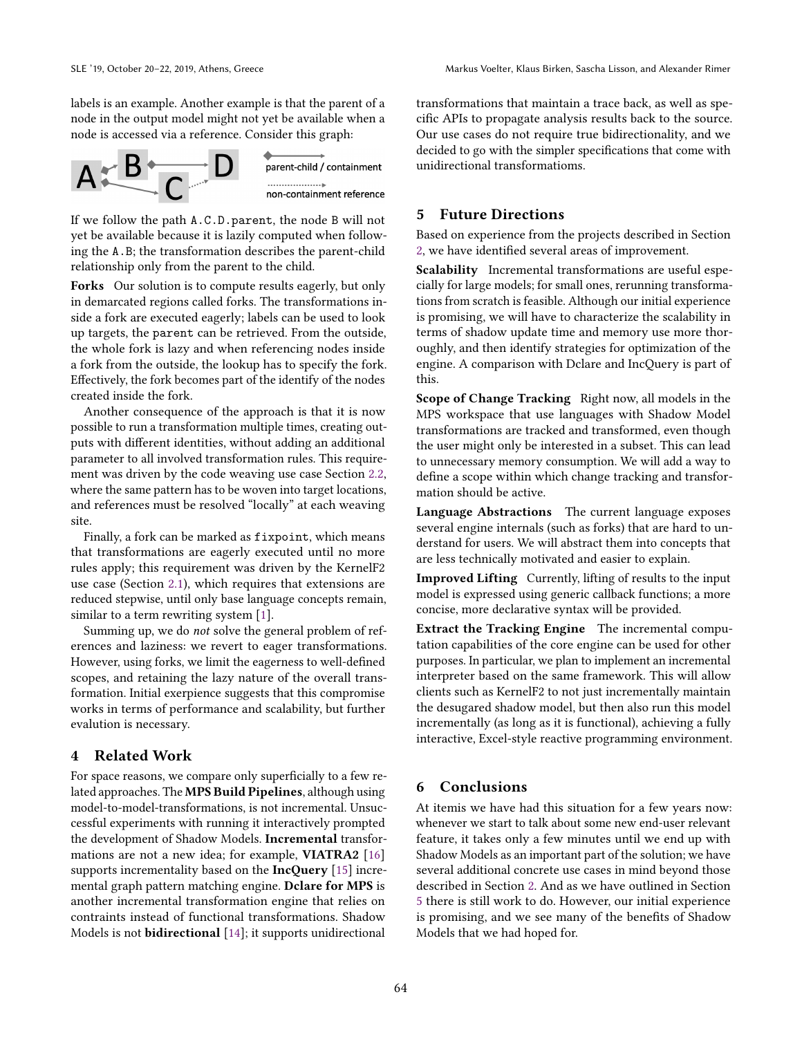labels is an example. Another example is that the parent of a node in the output model might not yet be available when a node is accessed via a reference. Consider this graph:

A B C D

parent-child / containment

non-containment reference

If we follow the path `A.C.D.parent`, the node `B` will not yet be available because it is lazily computed when following the `A.B`; the transformation describes the parent-child relationship only from the parent to the child.

**Forks** Our solution is to compute results eagerly, but only in demarcated regions called forks. The transformations inside a fork are executed eagerly; labels can be used to look up targets, the `parent` can be retrieved. From the outside, the whole fork is lazy and when referencing nodes inside a fork from the outside, the lookup has to specify the fork. Effectively, the fork becomes part of the identify of the nodes created inside the fork.

Another consequence of the approach is that it is now possible to run a transformation multiple times, creating outputs with different identities, without adding an additional parameter to all involved transformation rules. This requirement was driven by the code weaving use case Section 2.2, where the same pattern has to be woven into target locations, and references must be resolved "locally" at each weaving site.

Finally, a fork can be marked as `fixpoint`, which means that transformations are eagerly executed until no more rules apply; this requirement was driven by the KernelF2 use case (Section 2.1), which requires that extensions are reduced stepwise, until only base language concepts remain, similar to a term rewriting system [1].

Summing up, we do *not* solve the general problem of references and laziness: we revert to eager transformations. However, using forks, we limit the eagerness to well-defined scopes, and retaining the lazy nature of the overall transformation. Initial exerpience suggests that this compromise works in terms of performance and scalability, but further evalution is necessary.

## 4 Related Work

For space reasons, we compare only superficially to a few related approaches. The **MPS Build Pipelines**, although using model-to-model-transformations, is not incremental. Unsuccessful experiments with running it interactively prompted the development of Shadow Models. **Incremental** transformations are not a new idea; for example, **VIATRA2** [16] supports incrementality based on the **IncQuery** [15] incremental graph pattern matching engine. **Dclare for MPS** is another incremental transformation engine that relies on contraints instead of functional transformations. Shadow Models is not **bidirectional** [14]; it supports unidirectional transformations that maintain a trace back, as well as specific APIs to propagate analysis results back to the source. Our use cases do not require true bidirectionality, and we decided to go with the simpler specifications that come with unidirectional transformatioms.

## 5 Future Directions

Based on experience from the projects described in Section 2, we have identified several areas of improvement.

**Scalability** Incremental transformations are useful especially for large models; for small ones, rerunning transformations from scratch is feasible. Although our initial experience is promising, we will have to characterize the scalability in terms of shadow update time and memory use more thoroughly, and then identify strategies for optimization of the engine. A comparison with Dclare and IncQuery is part of this.

**Scope of Change Tracking** Right now, all models in the MPS workspace that use languages with Shadow Model transformations are tracked and transformed, even though the user might only be interested in a subset. This can lead to unnecessary memory consumption. We will add a way to define a scope within which change tracking and transformation should be active.

**Language Abstractions** The current language exposes several engine internals (such as forks) that are hard to understand for users. We will abstract them into concepts that are less technically motivated and easier to explain.

**Improved Lifting** Currently, lifting of results to the input model is expressed using generic callback functions; a more concise, more declarative syntax will be provided.

**Extract the Tracking Engine** The incremental computation capabilities of the core engine can be used for other purposes. In particular, we plan to implement an incremental interpreter based on the same framework. This will allow clients such as KernelF2 to not just incrementally maintain the desugared shadow model, but then also run this model incrementally (as long as it is functional), achieving a fully interactive, Excel-style reactive programming environment.

## 6 Conclusions

At itemis we have had this situation for a few years now: whenever we start to talk about some new end-user relevant feature, it takes only a few minutes until we end up with Shadow Models as an important part of the solution; we have several additional concrete use cases in mind beyond those described in Section 2. And as we have outlined in Section 5 there is still work to do. However, our initial experience is promising, and we see many of the benefits of Shadow Models that we had hoped for.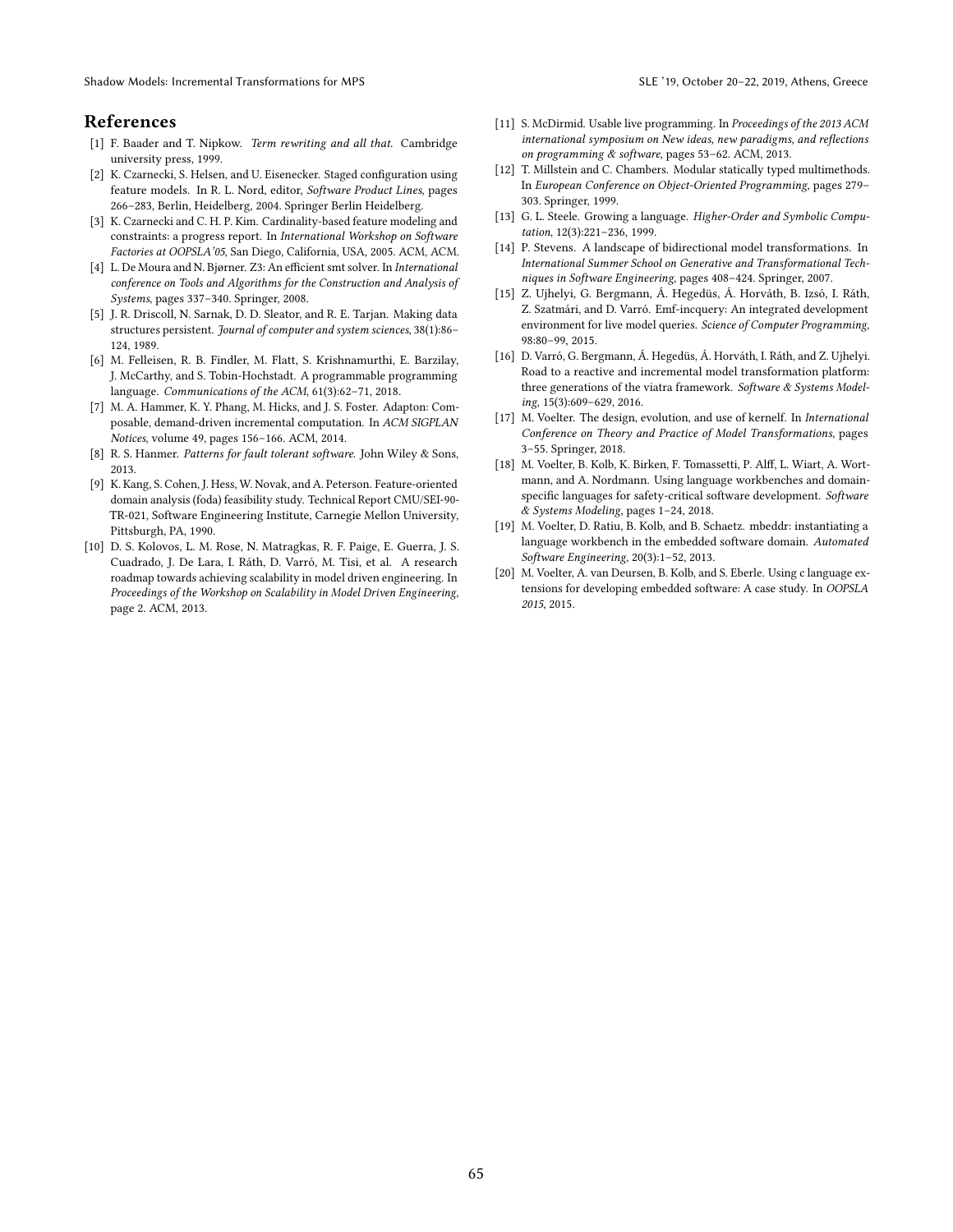## References

[1] F. Baader and T. Nipkow. *Term rewriting and all that*. Cambridge university press, 1999.

[2] K. Czarnecki, S. Helsen, and U. Eisenecker. Staged configuration using feature models. In R. L. Nord, editor, *Software Product Lines*, pages 266–283, Berlin, Heidelberg, 2004. Springer Berlin Heidelberg.

[3] K. Czarnecki and C. H. P. Kim. Cardinality-based feature modeling and constraints: a progress report. In *International Workshop on Software Factories at OOPSLA'05*, San Diego, California, USA, 2005. ACM, ACM.

[4] L. De Moura and N. Bjørner. Z3: An efficient smt solver. In *International conference on Tools and Algorithms for the Construction and Analysis of Systems*, pages 337–340. Springer, 2008.

[5] J. R. Driscoll, N. Sarnak, D. D. Sleator, and R. E. Tarjan. Making data structures persistent. *Journal of computer and system sciences*, 38(1):86–124, 1989.

[6] M. Felleisen, R. B. Findler, M. Flatt, S. Krishnamurthi, E. Barzilay, J. McCarthy, and S. Tobin-Hochstadt. A programmable programming language. *Communications of the ACM*, 61(3):62–71, 2018.

[7] M. A. Hammer, K. Y. Phang, M. Hicks, and J. S. Foster. Adapton: Composable, demand-driven incremental computation. In *ACM SIGPLAN Notices*, volume 49, pages 156–166. ACM, 2014.

[8] R. S. Hanmer. *Patterns for fault tolerant software*. John Wiley & Sons, 2013.

[9] K. Kang, S. Cohen, J. Hess, W. Novak, and A. Peterson. Feature-oriented domain analysis (foda) feasibility study. Technical Report CMU/SEI-90-TR-021, Software Engineering Institute, Carnegie Mellon University, Pittsburgh, PA, 1990.

[10] D. S. Kolovos, L. M. Rose, N. Matragkas, R. F. Paige, E. Guerra, J. S. Cuadrado, J. De Lara, I. Ráth, D. Varró, M. Tisi, et al. A research roadmap towards achieving scalability in model driven engineering. In *Proceedings of the Workshop on Scalability in Model Driven Engineering*, page 2. ACM, 2013.

[11] S. McDirmid. Usable live programming. In *Proceedings of the 2013 ACM international symposium on New ideas, new paradigms, and reflections on programming & software*, pages 53–62. ACM, 2013.

[12] T. Millstein and C. Chambers. Modular statically typed multimethods. In *European Conference on Object-Oriented Programming*, pages 279–303. Springer, 1999.

[13] G. L. Steele. Growing a language. *Higher-Order and Symbolic Computation*, 12(3):221–236, 1999.

[14] P. Stevens. A landscape of bidirectional model transformations. In *International Summer School on Generative and Transformational Techniques in Software Engineering*, pages 408–424. Springer, 2007.

[15] Z. Ujhelyi, G. Bergmann, Á. Hegedüs, Á. Horváth, B. Izsó, I. Ráth, Z. Szatmári, and D. Varró. Emf-incquery: An integrated development environment for live model queries. *Science of Computer Programming*, 98:80–99, 2015.

[16] D. Varró, G. Bergmann, Á. Hegedüs, Á. Horváth, I. Ráth, and Z. Ujhelyi. Road to a reactive and incremental model transformation platform: three generations of the viatra framework. *Software & Systems Modeling*, 15(3):609–629, 2016.

[17] M. Voelter. The design, evolution, and use of kernelf. In *International Conference on Theory and Practice of Model Transformations*, pages 3–55. Springer, 2018.

[18] M. Voelter, B. Kolb, K. Birken, F. Tomassetti, P. Alff, L. Wiart, A. Wortmann, and A. Nordmann. Using language workbenches and domain-specific languages for safety-critical software development. *Software & Systems Modeling*, pages 1–24, 2018.

[19] M. Voelter, D. Ratiu, B. Kolb, and B. Schaetz. mbeddr: instantiating a language workbench in the embedded software domain. *Automated Software Engineering*, 20(3):1–52, 2013.

[20] M. Voelter, A. van Deursen, B. Kolb, and S. Eberle. Using c language extensions for developing embedded software: A case study. In *OOPSLA 2015*, 2015.